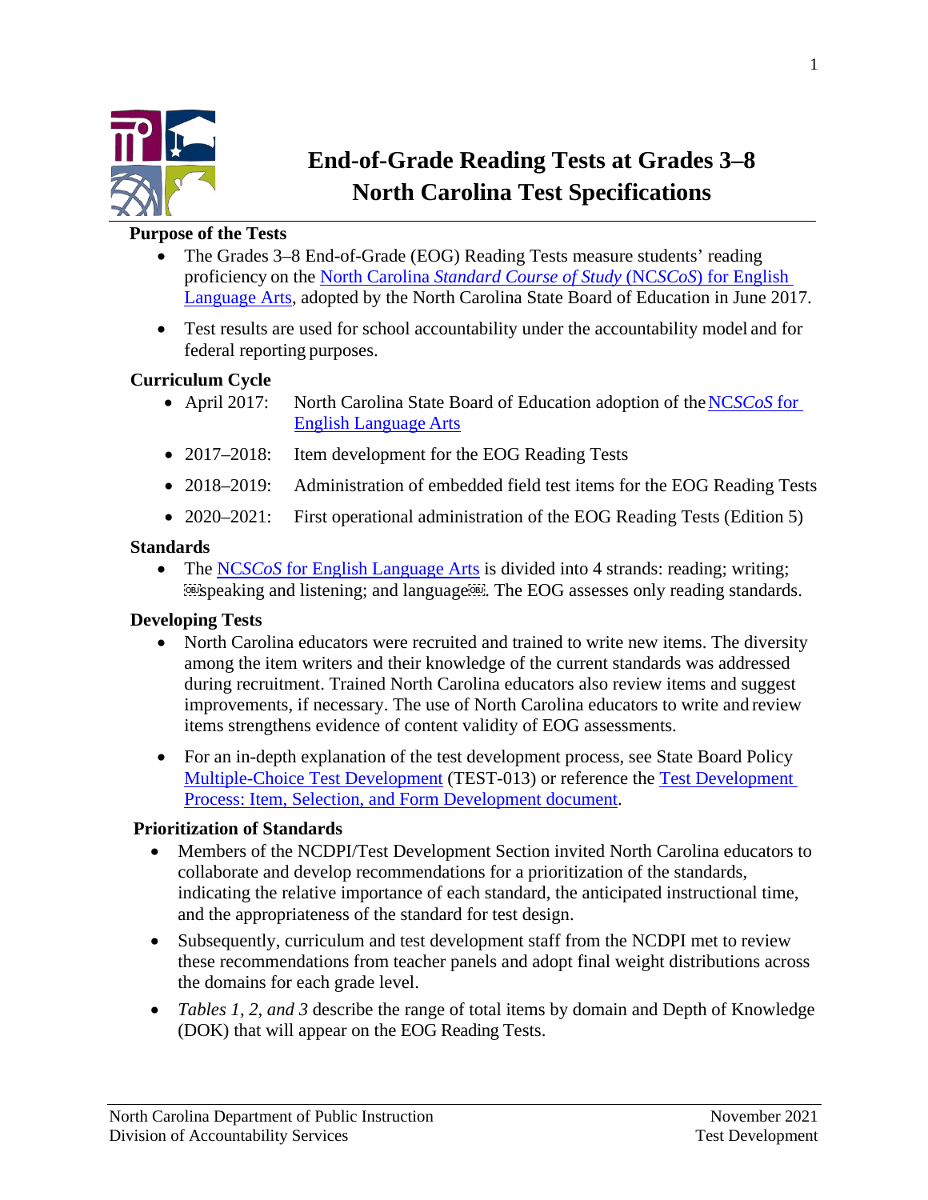# End-of-Grade Reading Tests at Grades 3–8
# North Carolina Test Specifications

## Purpose of the Tests

- The Grades 3–8 End-of-Grade (EOG) Reading Tests measure students' reading proficiency on the North Carolina *Standard Course of Study* (NC*SCoS*) for English Language Arts, adopted by the North Carolina State Board of Education in June 2017.
- Test results are used for school accountability under the accountability model and for federal reporting purposes.

## Curriculum Cycle

- April 2017: North Carolina State Board of Education adoption of the NC*SCoS* for English Language Arts
- 2017–2018: Item development for the EOG Reading Tests
- 2018–2019: Administration of embedded field test items for the EOG Reading Tests
- 2020–2021: First operational administration of the EOG Reading Tests (Edition 5)

## Standards

- The NC*SCoS* for English Language Arts is divided into 4 strands: reading; writing; speaking and listening; and language. The EOG assesses only reading standards.

## Developing Tests

- North Carolina educators were recruited and trained to write new items. The diversity among the item writers and their knowledge of the current standards was addressed during recruitment. Trained North Carolina educators also review items and suggest improvements, if necessary. The use of North Carolina educators to write and review items strengthens evidence of content validity of EOG assessments.
- For an in-depth explanation of the test development process, see State Board Policy Multiple-Choice Test Development (TEST-013) or reference the Test Development Process: Item, Selection, and Form Development document.

## Prioritization of Standards

- Members of the NCDPI/Test Development Section invited North Carolina educators to collaborate and develop recommendations for a prioritization of the standards, indicating the relative importance of each standard, the anticipated instructional time, and the appropriateness of the standard for test design.
- Subsequently, curriculum and test development staff from the NCDPI met to review these recommendations from teacher panels and adopt final weight distributions across the domains for each grade level.
- *Tables 1, 2, and 3* describe the range of total items by domain and Depth of Knowledge (DOK) that will appear on the EOG Reading Tests.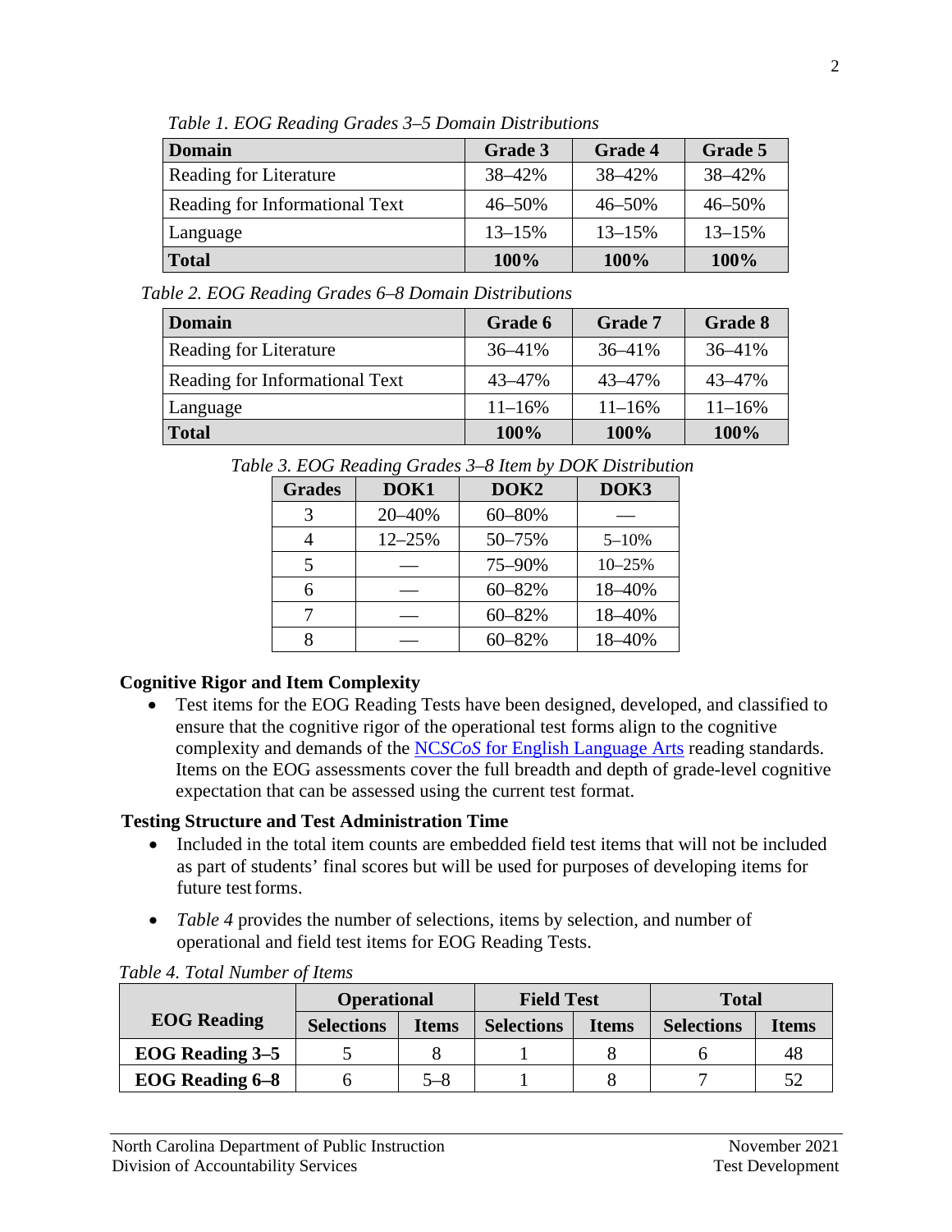*Table 1. EOG Reading Grades 3–5 Domain Distributions*

| Domain | Grade 3 | Grade 4 | Grade 5 |
|---|---|---|---|
| Reading for Literature | 38–42% | 38–42% | 38–42% |
| Reading for Informational Text | 46–50% | 46–50% | 46–50% |
| Language | 13–15% | 13–15% | 13–15% |
| **Total** | **100%** | **100%** | **100%** |

*Table 2. EOG Reading Grades 6–8 Domain Distributions*

| Domain | Grade 6 | Grade 7 | Grade 8 |
|---|---|---|---|
| Reading for Literature | 36–41% | 36–41% | 36–41% |
| Reading for Informational Text | 43–47% | 43–47% | 43–47% |
| Language | 11–16% | 11–16% | 11–16% |
| **Total** | **100%** | **100%** | **100%** |

*Table 3. EOG Reading Grades 3–8 Item by DOK Distribution*

| Grades | DOK1 | DOK2 | DOK3 |
|---|---|---|---|
| 3 | 20–40% | 60–80% | — |
| 4 | 12–25% | 50–75% | 5–10% |
| 5 | — | 75–90% | 10–25% |
| 6 | — | 60–82% | 18–40% |
| 7 | — | 60–82% | 18–40% |
| 8 | — | 60–82% | 18–40% |

**Cognitive Rigor and Item Complexity**

- Test items for the EOG Reading Tests have been designed, developed, and classified to ensure that the cognitive rigor of the operational test forms align to the cognitive complexity and demands of the NC*SCoS* for English Language Arts reading standards. Items on the EOG assessments cover the full breadth and depth of grade-level cognitive expectation that can be assessed using the current test format.

**Testing Structure and Test Administration Time**

- Included in the total item counts are embedded field test items that will not be included as part of students' final scores but will be used for purposes of developing items for future test forms.
- *Table 4* provides the number of selections, items by selection, and number of operational and field test items for EOG Reading Tests.

*Table 4. Total Number of Items*

| EOG Reading | Operational | | Field Test | | Total | |
|---|---|---|---|---|---|---|
| | **Selections** | **Items** | **Selections** | **Items** | **Selections** | **Items** |
| **EOG Reading 3–5** | 5 | 8 | 1 | 8 | 6 | 48 |
| **EOG Reading 6–8** | 6 | 5–8 | 1 | 8 | 7 | 52 |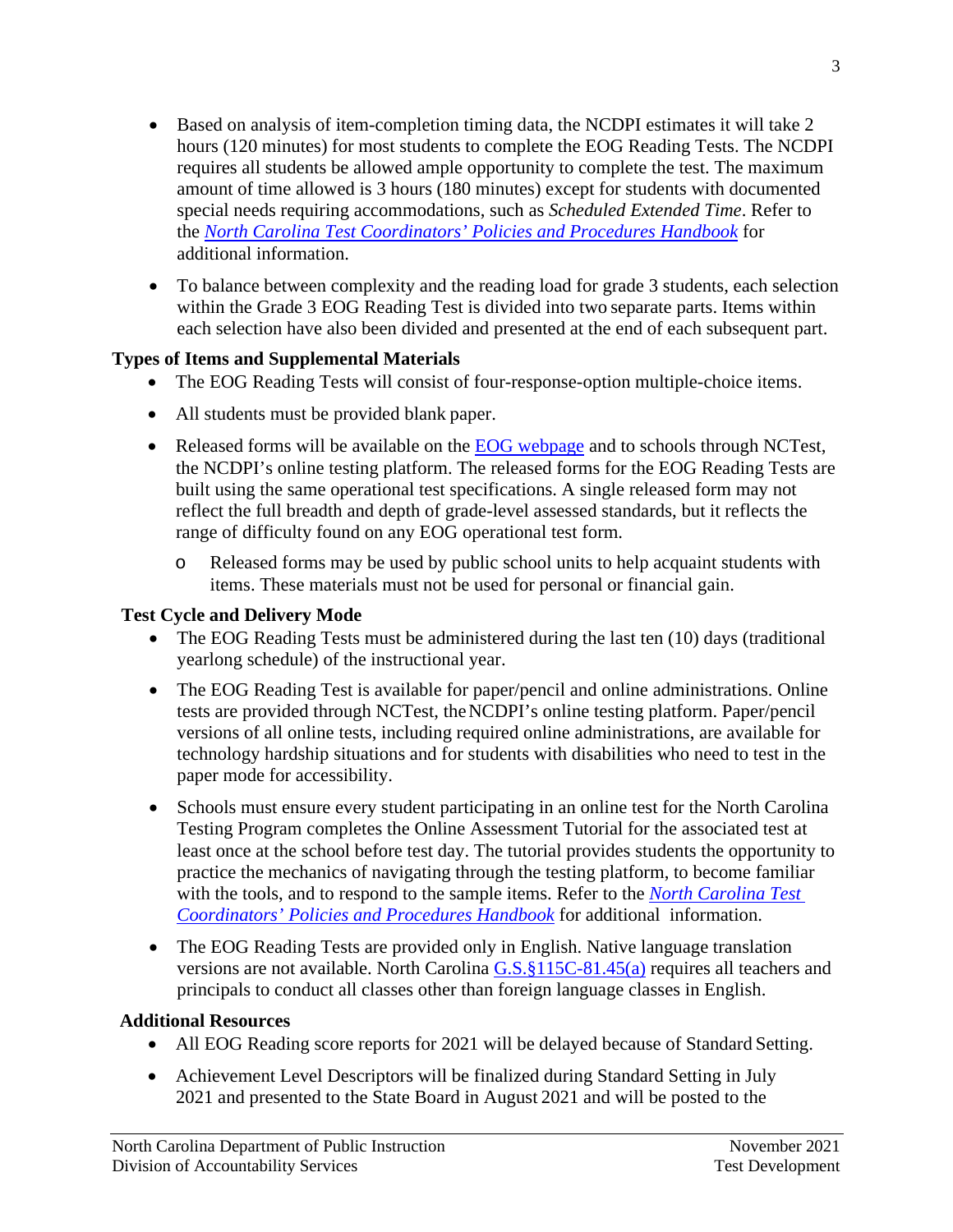- Based on analysis of item-completion timing data, the NCDPI estimates it will take 2 hours (120 minutes) for most students to complete the EOG Reading Tests. The NCDPI requires all students be allowed ample opportunity to complete the test. The maximum amount of time allowed is 3 hours (180 minutes) except for students with documented special needs requiring accommodations, such as *Scheduled Extended Time*. Refer to the *North Carolina Test Coordinators' Policies and Procedures Handbook* for additional information.
- To balance between complexity and the reading load for grade 3 students, each selection within the Grade 3 EOG Reading Test is divided into two separate parts. Items within each selection have also been divided and presented at the end of each subsequent part.

**Types of Items and Supplemental Materials**

- The EOG Reading Tests will consist of four-response-option multiple-choice items.
- All students must be provided blank paper.
- Released forms will be available on the EOG webpage and to schools through NCTest, the NCDPI's online testing platform. The released forms for the EOG Reading Tests are built using the same operational test specifications. A single released form may not reflect the full breadth and depth of grade-level assessed standards, but it reflects the range of difficulty found on any EOG operational test form.
    - Released forms may be used by public school units to help acquaint students with items. These materials must not be used for personal or financial gain.

**Test Cycle and Delivery Mode**

- The EOG Reading Tests must be administered during the last ten (10) days (traditional yearlong schedule) of the instructional year.
- The EOG Reading Test is available for paper/pencil and online administrations. Online tests are provided through NCTest, the NCDPI's online testing platform. Paper/pencil versions of all online tests, including required online administrations, are available for technology hardship situations and for students with disabilities who need to test in the paper mode for accessibility.
- Schools must ensure every student participating in an online test for the North Carolina Testing Program completes the Online Assessment Tutorial for the associated test at least once at the school before test day. The tutorial provides students the opportunity to practice the mechanics of navigating through the testing platform, to become familiar with the tools, and to respond to the sample items. Refer to the *North Carolina Test Coordinators' Policies and Procedures Handbook* for additional information.
- The EOG Reading Tests are provided only in English. Native language translation versions are not available. North Carolina G.S.§115C-81.45(a) requires all teachers and principals to conduct all classes other than foreign language classes in English.

**Additional Resources**

- All EOG Reading score reports for 2021 will be delayed because of Standard Setting.
- Achievement Level Descriptors will be finalized during Standard Setting in July 2021 and presented to the State Board in August 2021 and will be posted to the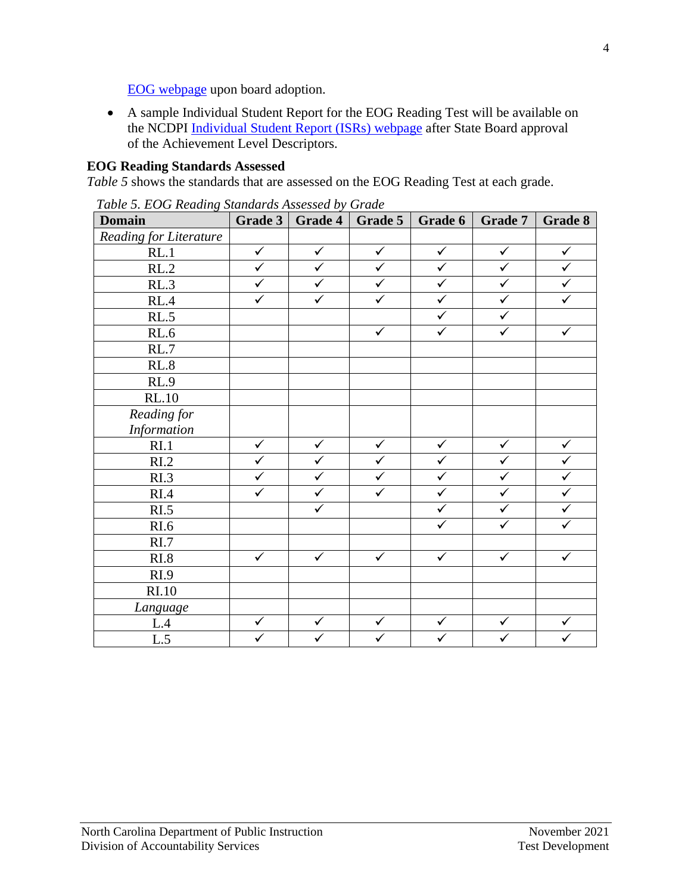[EOG webpage](#) upon board adoption.

- A sample Individual Student Report for the EOG Reading Test will be available on the NCDPI [Individual Student Report (ISRs) webpage](#) after State Board approval of the Achievement Level Descriptors.

**EOG Reading Standards Assessed**

*Table 5* shows the standards that are assessed on the EOG Reading Test at each grade.

*Table 5. EOG Reading Standards Assessed by Grade*

| Domain | Grade 3 | Grade 4 | Grade 5 | Grade 6 | Grade 7 | Grade 8 |
|---|---|---|---|---|---|---|
| *Reading for Literature* | | | | | | |
| RL.1 | ✓ | ✓ | ✓ | ✓ | ✓ | ✓ |
| RL.2 | ✓ | ✓ | ✓ | ✓ | ✓ | ✓ |
| RL.3 | ✓ | ✓ | ✓ | ✓ | ✓ | ✓ |
| RL.4 | ✓ | ✓ | ✓ | ✓ | ✓ | ✓ |
| RL.5 | | | | ✓ | ✓ | |
| RL.6 | | | ✓ | ✓ | ✓ | ✓ |
| RL.7 | | | | | | |
| RL.8 | | | | | | |
| RL.9 | | | | | | |
| RL.10 | | | | | | |
| *Reading for Information* | | | | | | |
| RI.1 | ✓ | ✓ | ✓ | ✓ | ✓ | ✓ |
| RI.2 | ✓ | ✓ | ✓ | ✓ | ✓ | ✓ |
| RI.3 | ✓ | ✓ | ✓ | ✓ | ✓ | ✓ |
| RI.4 | ✓ | ✓ | ✓ | ✓ | ✓ | ✓ |
| RI.5 | | ✓ | | ✓ | ✓ | ✓ |
| RI.6 | | | | ✓ | ✓ | ✓ |
| RI.7 | | | | | | |
| RI.8 | ✓ | ✓ | ✓ | ✓ | ✓ | ✓ |
| RI.9 | | | | | | |
| RI.10 | | | | | | |
| *Language* | | | | | | |
| L.4 | ✓ | ✓ | ✓ | ✓ | ✓ | ✓ |
| L.5 | ✓ | ✓ | ✓ | ✓ | ✓ | ✓ |